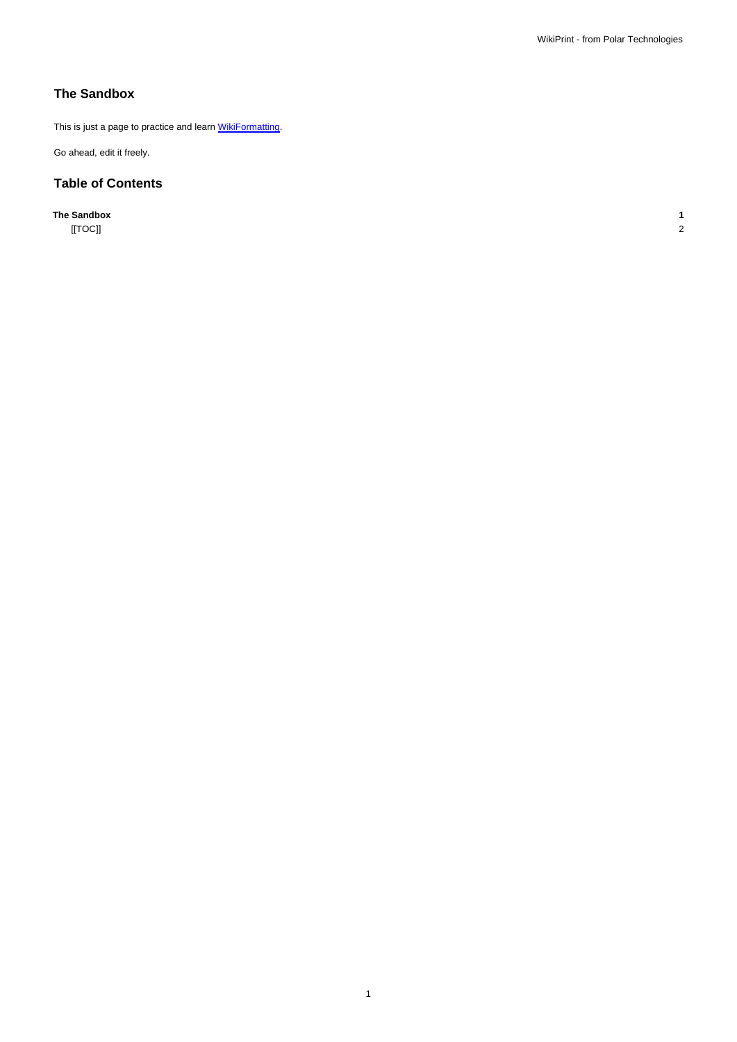## The Sandbox

This is just a page to practice and learn WikiFormatting.

Go ahead, edit it freely.

## Table of Contents

**The Sandbox** **1**

    [[TOC]] 2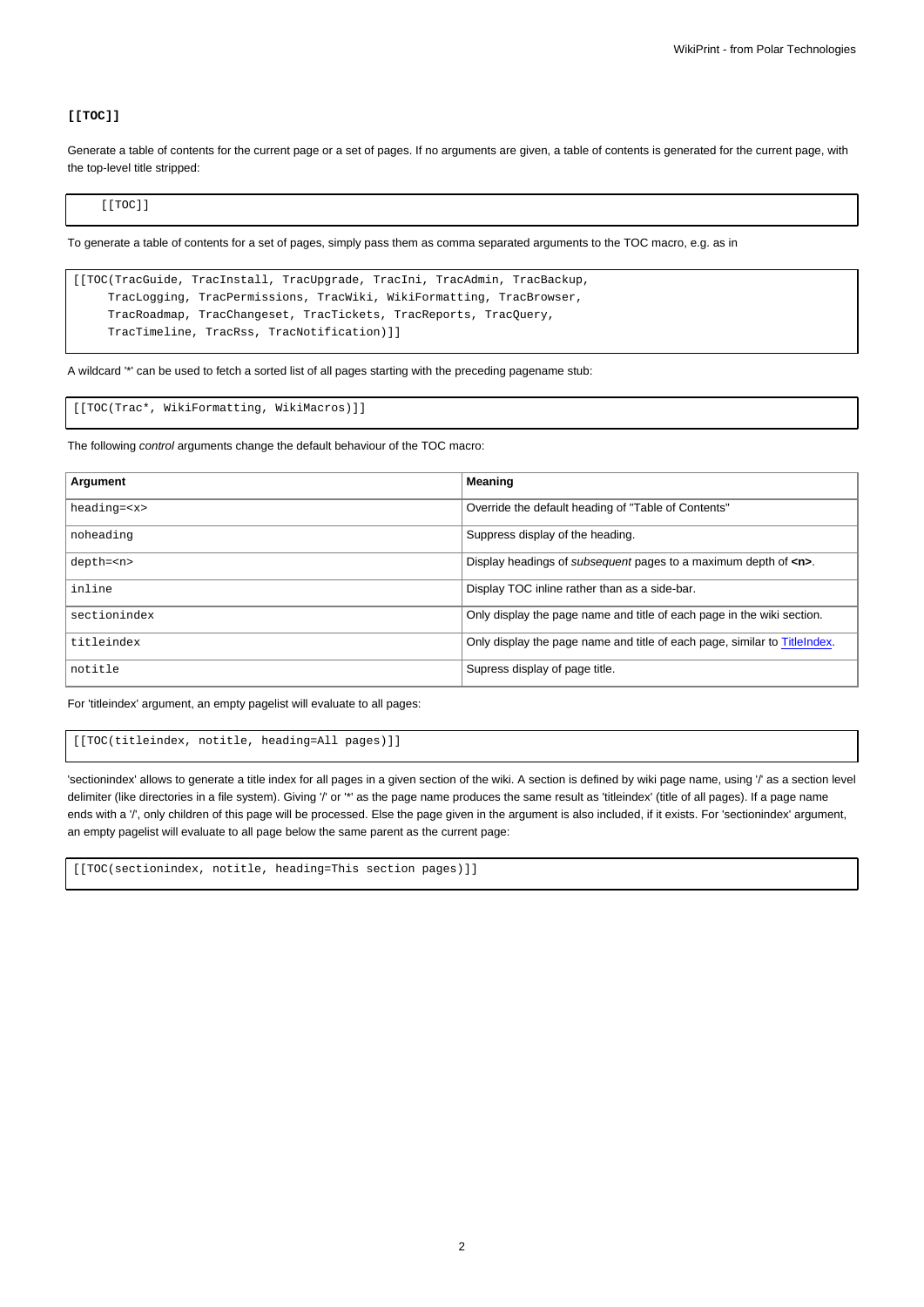**[[TOC]]**

Generate a table of contents for the current page or a set of pages. If no arguments are given, a table of contents is generated for the current page, with the top-level title stripped:

```
    [[TOC]]
```

To generate a table of contents for a set of pages, simply pass them as comma separated arguments to the TOC macro, e.g. as in

```
[[TOC(TracGuide, TracInstall, TracUpgrade, TracIni, TracAdmin, TracBackup,
     TracLogging, TracPermissions, TracWiki, WikiFormatting, TracBrowser,
     TracRoadmap, TracChangeset, TracTickets, TracReports, TracQuery,
     TracTimeline, TracRss, TracNotification)]]
```

A wildcard '*' can be used to fetch a sorted list of all pages starting with the preceding pagename stub:

```
[[TOC(Trac*, WikiFormatting, WikiMacros)]]
```

The following *control* arguments change the default behaviour of the TOC macro:

| Argument | Meaning |
|---|---|
| `heading=<x>` | Override the default heading of "Table of Contents" |
| `noheading` | Suppress display of the heading. |
| `depth=<n>` | Display headings of *subsequent* pages to a maximum depth of **<n>**. |
| `inline` | Display TOC inline rather than as a side-bar. |
| `sectionindex` | Only display the page name and title of each page in the wiki section. |
| `titleindex` | Only display the page name and title of each page, similar to TitleIndex. |
| `notitle` | Supress display of page title. |

For 'titleindex' argument, an empty pagelist will evaluate to all pages:

```
[[TOC(titleindex, notitle, heading=All pages)]]
```

'sectionindex' allows to generate a title index for all pages in a given section of the wiki. A section is defined by wiki page name, using '/' as a section level delimiter (like directories in a file system). Giving '/' or '*' as the page name produces the same result as 'titleindex' (title of all pages). If a page name ends with a '/', only children of this page will be processed. Else the page given in the argument is also included, if it exists. For 'sectionindex' argument, an empty pagelist will evaluate to all page below the same parent as the current page:

```
[[TOC(sectionindex, notitle, heading=This section pages)]]
```